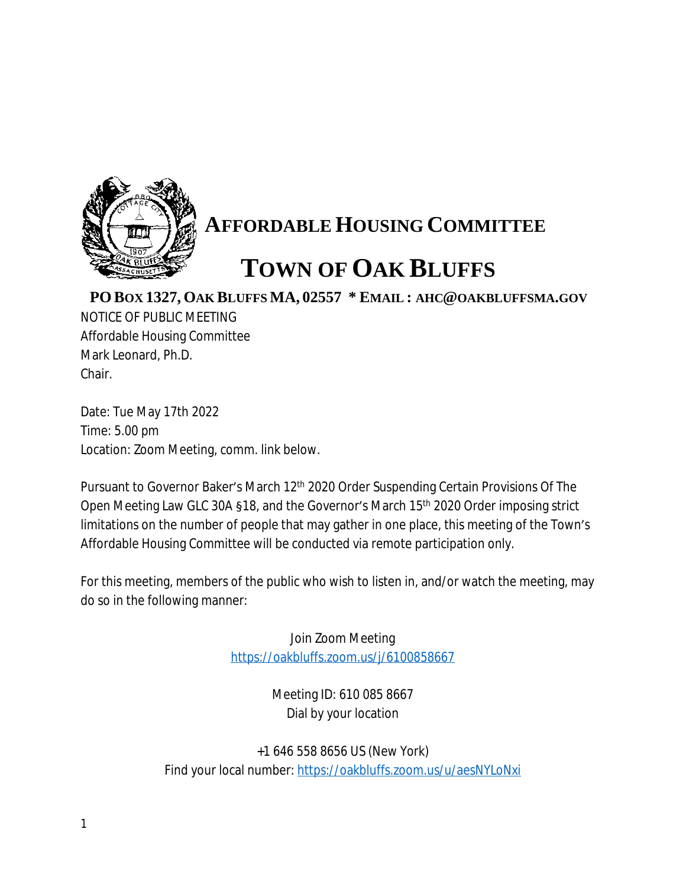# AFFORDABLE HOUSING COMMITTEE

# TOWN OF OAK BLUFFS

**PO BOX 1327, OAK BLUFFS MA, 02557 * EMAIL : AHC@OAKBLUFFSMA.GOV**

NOTICE OF PUBLIC MEETING
Affordable Housing Committee
Mark Leonard, Ph.D.
Chair.

Date: Tue May 17th 2022
Time: 5.00 pm
Location: Zoom Meeting, comm. link below.

Pursuant to Governor Baker's March 12th 2020 Order Suspending Certain Provisions Of The Open Meeting Law GLC 30A §18, and the Governor's March 15th 2020 Order imposing strict limitations on the number of people that may gather in one place, this meeting of the Town's Affordable Housing Committee will be conducted via remote participation only.

For this meeting, members of the public who wish to listen in, and/or watch the meeting, may do so in the following manner:

Join Zoom Meeting
https://oakbluffs.zoom.us/j/6100858667

Meeting ID: 610 085 8667
Dial by your location

+1 646 558 8656 US (New York)
Find your local number: https://oakbluffs.zoom.us/u/aesNYLoNxi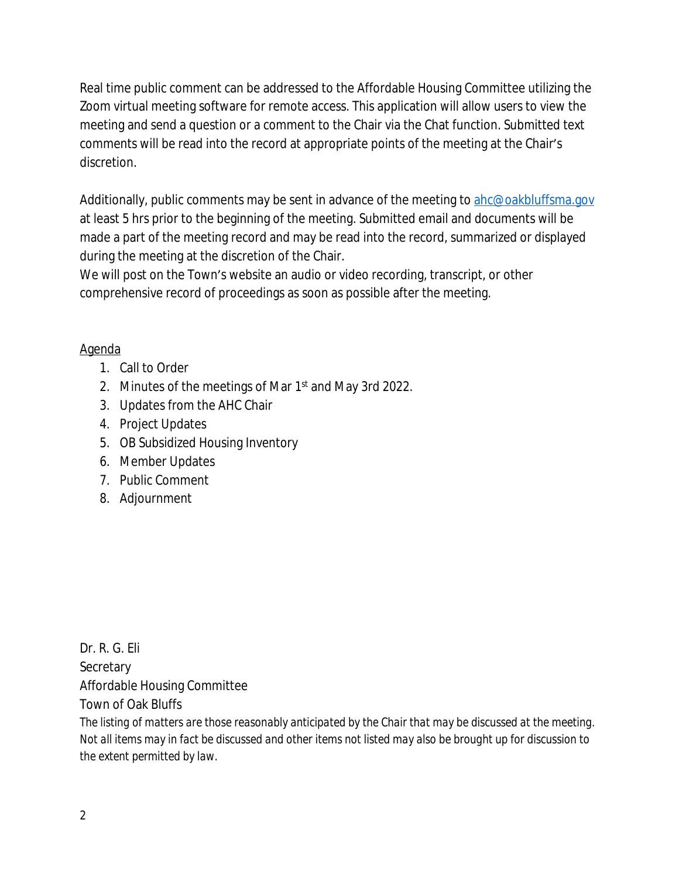Real time public comment can be addressed to the Affordable Housing Committee utilizing the Zoom virtual meeting software for remote access. This application will allow users to view the meeting and send a question or a comment to the Chair via the Chat function. Submitted text comments will be read into the record at appropriate points of the meeting at the Chair's discretion.

Additionally, public comments may be sent in advance of the meeting to [ahc@oakbluffsma.gov](mailto:ahc@oakbluffsma.gov) at least 5 hrs prior to the beginning of the meeting. Submitted email and documents will be made a part of the meeting record and may be read into the record, summarized or displayed during the meeting at the discretion of the Chair.
We will post on the Town's website an audio or video recording, transcript, or other comprehensive record of proceedings as soon as possible after the meeting.

Agenda

1. Call to Order
2. Minutes of the meetings of Mar 1st and May 3rd 2022.
3. Updates from the AHC Chair
4. Project Updates
5. OB Subsidized Housing Inventory
6. Member Updates
7. Public Comment
8. Adjournment

Dr. R. G. Eli
Secretary
Affordable Housing Committee
Town of Oak Bluffs

*The listing of matters are those reasonably anticipated by the Chair that may be discussed at the meeting. Not all items may in fact be discussed and other items not listed may also be brought up for discussion to the extent permitted by law.*